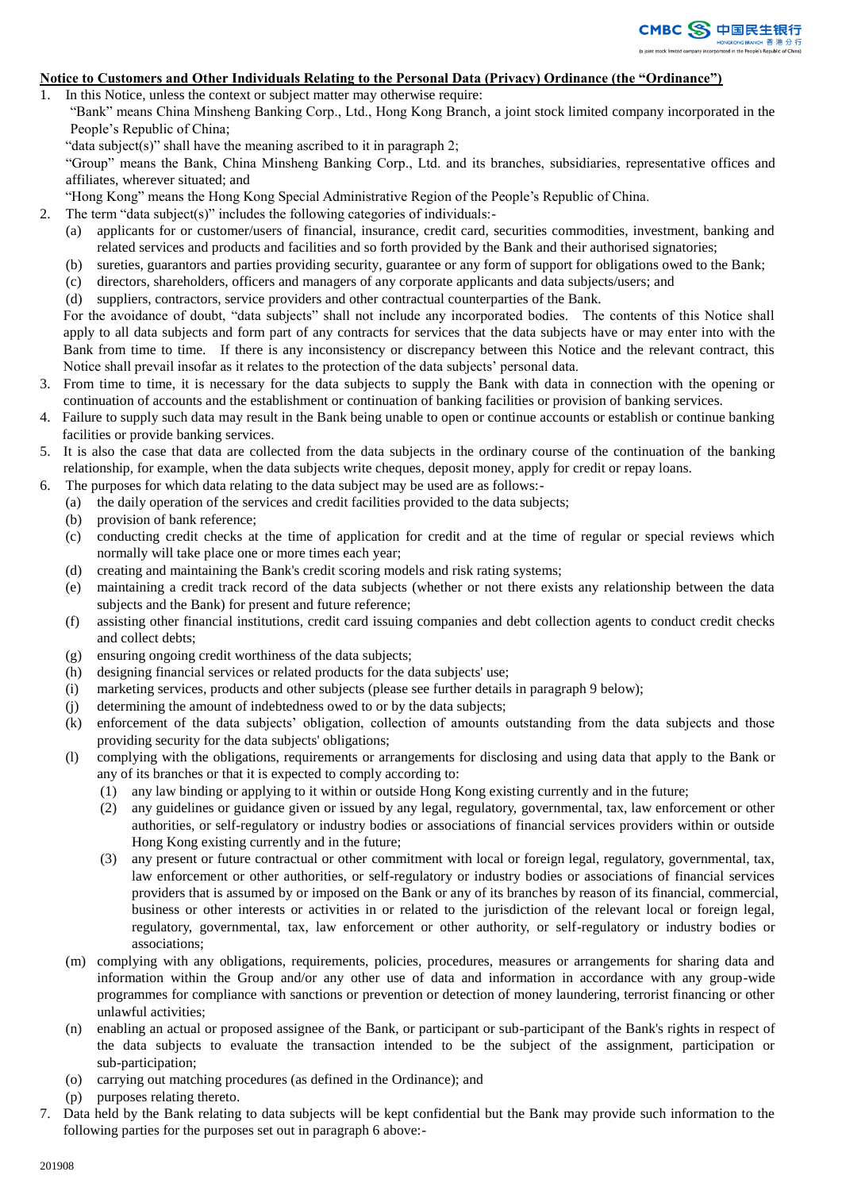**Notice to Customers and Other Individuals Relating to the Personal Data (Privacy) Ordinance (the "Ordinance")**

1. In this Notice, unless the context or subject matter may otherwise require:

   "Bank" means China Minsheng Banking Corp., Ltd., Hong Kong Branch, a joint stock limited company incorporated in the People's Republic of China;

   "data subject(s)" shall have the meaning ascribed to it in paragraph 2;

   "Group" means the Bank, China Minsheng Banking Corp., Ltd. and its branches, subsidiaries, representative offices and affiliates, wherever situated; and

   "Hong Kong" means the Hong Kong Special Administrative Region of the People's Republic of China.

2. The term "data subject(s)" includes the following categories of individuals:-
   (a) applicants for or customer/users of financial, insurance, credit card, securities commodities, investment, banking and related services and products and facilities and so forth provided by the Bank and their authorised signatories;
   (b) sureties, guarantors and parties providing security, guarantee or any form of support for obligations owed to the Bank;
   (c) directors, shareholders, officers and managers of any corporate applicants and data subjects/users; and
   (d) suppliers, contractors, service providers and other contractual counterparties of the Bank.

   For the avoidance of doubt, "data subjects" shall not include any incorporated bodies. The contents of this Notice shall apply to all data subjects and form part of any contracts for services that the data subjects have or may enter into with the Bank from time to time. If there is any inconsistency or discrepancy between this Notice and the relevant contract, this Notice shall prevail insofar as it relates to the protection of the data subjects' personal data.

3. From time to time, it is necessary for the data subjects to supply the Bank with data in connection with the opening or continuation of accounts and the establishment or continuation of banking facilities or provision of banking services.

4. Failure to supply such data may result in the Bank being unable to open or continue accounts or establish or continue banking facilities or provide banking services.

5. It is also the case that data are collected from the data subjects in the ordinary course of the continuation of the banking relationship, for example, when the data subjects write cheques, deposit money, apply for credit or repay loans.

6. The purposes for which data relating to the data subject may be used are as follows:-
   (a) the daily operation of the services and credit facilities provided to the data subjects;
   (b) provision of bank reference;
   (c) conducting credit checks at the time of application for credit and at the time of regular or special reviews which normally will take place one or more times each year;
   (d) creating and maintaining the Bank's credit scoring models and risk rating systems;
   (e) maintaining a credit track record of the data subjects (whether or not there exists any relationship between the data subjects and the Bank) for present and future reference;
   (f) assisting other financial institutions, credit card issuing companies and debt collection agents to conduct credit checks and collect debts;
   (g) ensuring ongoing credit worthiness of the data subjects;
   (h) designing financial services or related products for the data subjects' use;
   (i) marketing services, products and other subjects (please see further details in paragraph 9 below);
   (j) determining the amount of indebtedness owed to or by the data subjects;
   (k) enforcement of the data subjects' obligation, collection of amounts outstanding from the data subjects and those providing security for the data subjects' obligations;
   (l) complying with the obligations, requirements or arrangements for disclosing and using data that apply to the Bank or any of its branches or that it is expected to comply according to:
      (1) any law binding or applying to it within or outside Hong Kong existing currently and in the future;
      (2) any guidelines or guidance given or issued by any legal, regulatory, governmental, tax, law enforcement or other authorities, or self-regulatory or industry bodies or associations of financial services providers within or outside Hong Kong existing currently and in the future;
      (3) any present or future contractual or other commitment with local or foreign legal, regulatory, governmental, tax, law enforcement or other authorities, or self-regulatory or industry bodies or associations of financial services providers that is assumed by or imposed on the Bank or any of its branches by reason of its financial, commercial, business or other interests or activities in or related to the jurisdiction of the relevant local or foreign legal, regulatory, governmental, tax, law enforcement or other authority, or self-regulatory or industry bodies or associations;
   (m) complying with any obligations, requirements, policies, procedures, measures or arrangements for sharing data and information within the Group and/or any other use of data and information in accordance with any group-wide programmes for compliance with sanctions or prevention or detection of money laundering, terrorist financing or other unlawful activities;
   (n) enabling an actual or proposed assignee of the Bank, or participant or sub-participant of the Bank's rights in respect of the data subjects to evaluate the transaction intended to be the subject of the assignment, participation or sub-participation;
   (o) carrying out matching procedures (as defined in the Ordinance); and
   (p) purposes relating thereto.

7. Data held by the Bank relating to data subjects will be kept confidential but the Bank may provide such information to the following parties for the purposes set out in paragraph 6 above:-

201908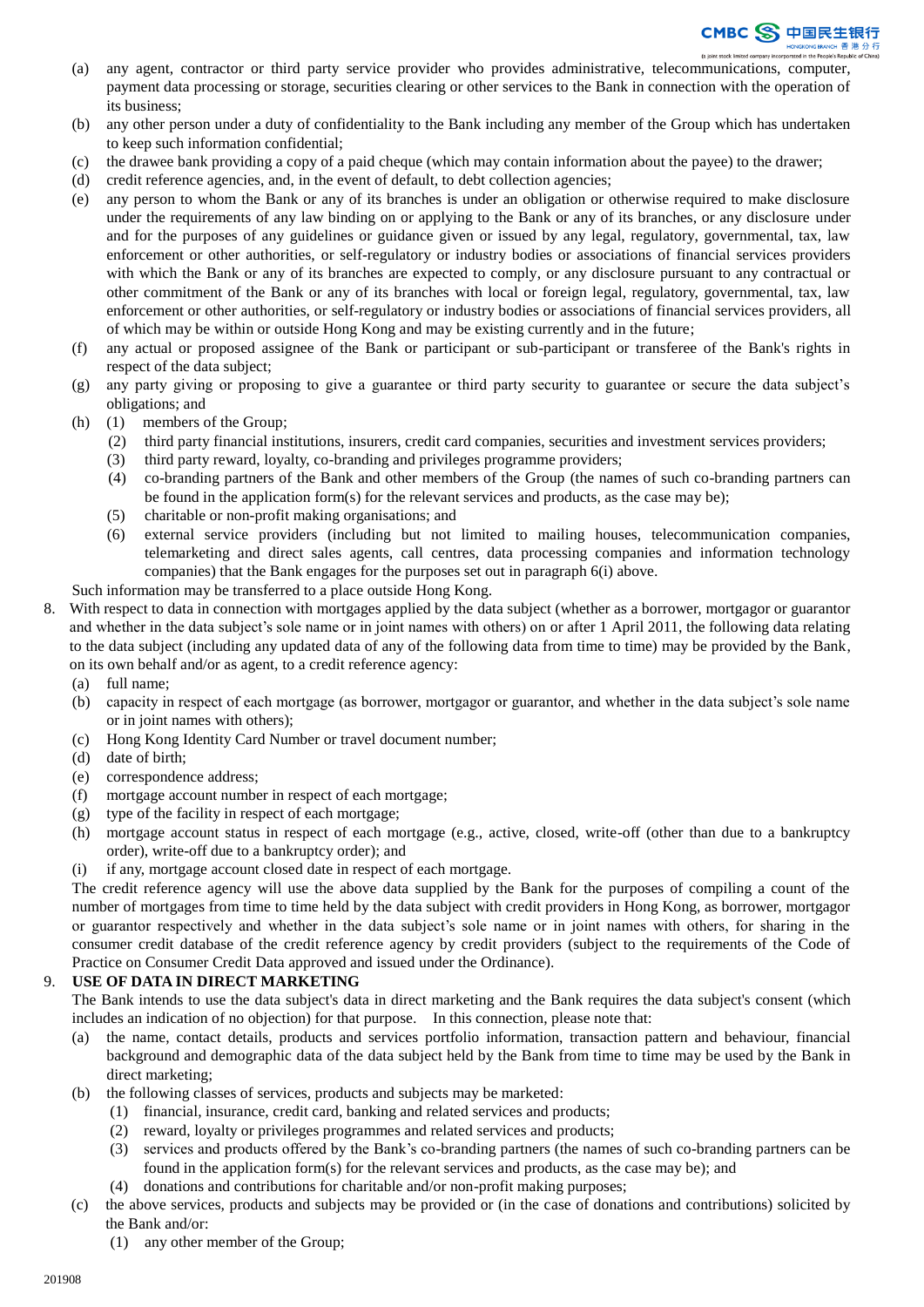(a) any agent, contractor or third party service provider who provides administrative, telecommunications, computer, payment data processing or storage, securities clearing or other services to the Bank in connection with the operation of its business;
(b) any other person under a duty of confidentiality to the Bank including any member of the Group which has undertaken to keep such information confidential;
(c) the drawee bank providing a copy of a paid cheque (which may contain information about the payee) to the drawer;
(d) credit reference agencies, and, in the event of default, to debt collection agencies;
(e) any person to whom the Bank or any of its branches is under an obligation or otherwise required to make disclosure under the requirements of any law binding on or applying to the Bank or any of its branches, or any disclosure under and for the purposes of any guidelines or guidance given or issued by any legal, regulatory, governmental, tax, law enforcement or other authorities, or self-regulatory or industry bodies or associations of financial services providers with which the Bank or any of its branches are expected to comply, or any disclosure pursuant to any contractual or other commitment of the Bank or any of its branches with local or foreign legal, regulatory, governmental, tax, law enforcement or other authorities, or self-regulatory or industry bodies or associations of financial services providers, all of which may be within or outside Hong Kong and may be existing currently and in the future;
(f) any actual or proposed assignee of the Bank or participant or sub-participant or transferee of the Bank's rights in respect of the data subject;
(g) any party giving or proposing to give a guarantee or third party security to guarantee or secure the data subject's obligations; and
(h) (1) members of the Group;
  (2) third party financial institutions, insurers, credit card companies, securities and investment services providers;
  (3) third party reward, loyalty, co-branding and privileges programme providers;
  (4) co-branding partners of the Bank and other members of the Group (the names of such co-branding partners can be found in the application form(s) for the relevant services and products, as the case may be);
  (5) charitable or non-profit making organisations; and
  (6) external service providers (including but not limited to mailing houses, telecommunication companies, telemarketing and direct sales agents, call centres, data processing companies and information technology companies) that the Bank engages for the purposes set out in paragraph 6(i) above.

Such information may be transferred to a place outside Hong Kong.

8. With respect to data in connection with mortgages applied by the data subject (whether as a borrower, mortgagor or guarantor and whether in the data subject's sole name or in joint names with others) on or after 1 April 2011, the following data relating to the data subject (including any updated data of any of the following data from time to time) may be provided by the Bank, on its own behalf and/or as agent, to a credit reference agency:
   (a) full name;
   (b) capacity in respect of each mortgage (as borrower, mortgagor or guarantor, and whether in the data subject's sole name or in joint names with others);
   (c) Hong Kong Identity Card Number or travel document number;
   (d) date of birth;
   (e) correspondence address;
   (f) mortgage account number in respect of each mortgage;
   (g) type of the facility in respect of each mortgage;
   (h) mortgage account status in respect of each mortgage (e.g., active, closed, write-off (other than due to a bankruptcy order), write-off due to a bankruptcy order); and
   (i) if any, mortgage account closed date in respect of each mortgage.

   The credit reference agency will use the above data supplied by the Bank for the purposes of compiling a count of the number of mortgages from time to time held by the data subject with credit providers in Hong Kong, as borrower, mortgagor or guarantor respectively and whether in the data subject's sole name or in joint names with others, for sharing in the consumer credit database of the credit reference agency by credit providers (subject to the requirements of the Code of Practice on Consumer Credit Data approved and issued under the Ordinance).

9. **USE OF DATA IN DIRECT MARKETING**

   The Bank intends to use the data subject's data in direct marketing and the Bank requires the data subject's consent (which includes an indication of no objection) for that purpose. In this connection, please note that:
   (a) the name, contact details, products and services portfolio information, transaction pattern and behaviour, financial background and demographic data of the data subject held by the Bank from time to time may be used by the Bank in direct marketing;
   (b) the following classes of services, products and subjects may be marketed:
     (1) financial, insurance, credit card, banking and related services and products;
     (2) reward, loyalty or privileges programmes and related services and products;
     (3) services and products offered by the Bank's co-branding partners (the names of such co-branding partners can be found in the application form(s) for the relevant services and products, as the case may be); and
     (4) donations and contributions for charitable and/or non-profit making purposes;
   (c) the above services, products and subjects may be provided or (in the case of donations and contributions) solicited by the Bank and/or:
     (1) any other member of the Group;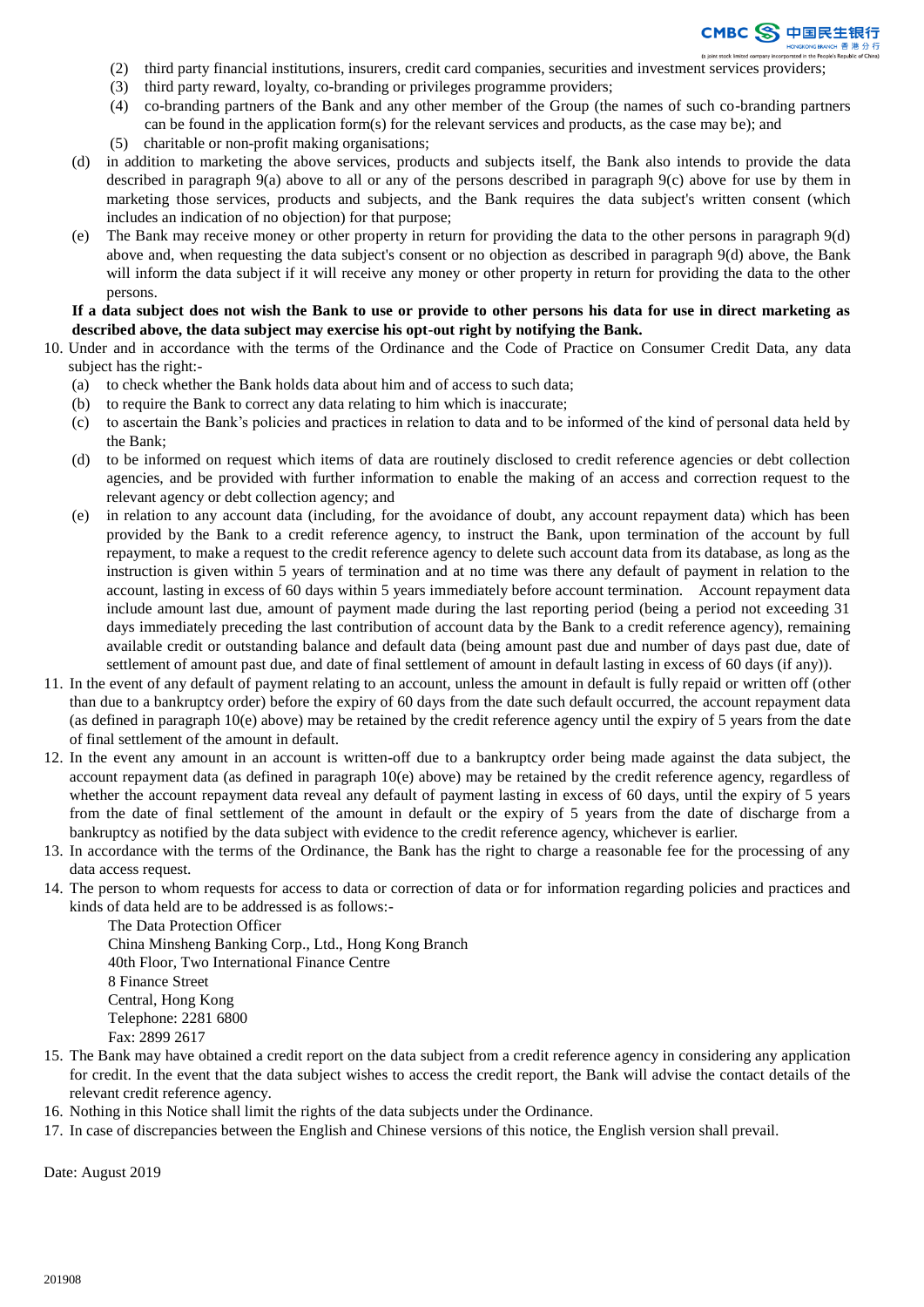(2) third party financial institutions, insurers, credit card companies, securities and investment services providers;
(3) third party reward, loyalty, co-branding or privileges programme providers;
(4) co-branding partners of the Bank and any other member of the Group (the names of such co-branding partners can be found in the application form(s) for the relevant services and products, as the case may be); and
(5) charitable or non-profit making organisations;

(d) in addition to marketing the above services, products and subjects itself, the Bank also intends to provide the data described in paragraph 9(a) above to all or any of the persons described in paragraph 9(c) above for use by them in marketing those services, products and subjects, and the Bank requires the data subject's written consent (which includes an indication of no objection) for that purpose;

(e) The Bank may receive money or other property in return for providing the data to the other persons in paragraph 9(d) above and, when requesting the data subject's consent or no objection as described in paragraph 9(d) above, the Bank will inform the data subject if it will receive any money or other property in return for providing the data to the other persons.

**If a data subject does not wish the Bank to use or provide to other persons his data for use in direct marketing as described above, the data subject may exercise his opt-out right by notifying the Bank.**

10. Under and in accordance with the terms of the Ordinance and the Code of Practice on Consumer Credit Data, any data subject has the right:-
    (a) to check whether the Bank holds data about him and of access to such data;
    (b) to require the Bank to correct any data relating to him which is inaccurate;
    (c) to ascertain the Bank's policies and practices in relation to data and to be informed of the kind of personal data held by the Bank;
    (d) to be informed on request which items of data are routinely disclosed to credit reference agencies or debt collection agencies, and be provided with further information to enable the making of an access and correction request to the relevant agency or debt collection agency; and
    (e) in relation to any account data (including, for the avoidance of doubt, any account repayment data) which has been provided by the Bank to a credit reference agency, to instruct the Bank, upon termination of the account by full repayment, to make a request to the credit reference agency to delete such account data from its database, as long as the instruction is given within 5 years of termination and at no time was there any default of payment in relation to the account, lasting in excess of 60 days within 5 years immediately before account termination. Account repayment data include amount last due, amount of payment made during the last reporting period (being a period not exceeding 31 days immediately preceding the last contribution of account data by the Bank to a credit reference agency), remaining available credit or outstanding balance and default data (being amount past due and number of days past due, date of settlement of amount past due, and date of final settlement of amount in default lasting in excess of 60 days (if any)).
11. In the event of any default of payment relating to an account, unless the amount in default is fully repaid or written off (other than due to a bankruptcy order) before the expiry of 60 days from the date such default occurred, the account repayment data (as defined in paragraph 10(e) above) may be retained by the credit reference agency until the expiry of 5 years from the date of final settlement of the amount in default.
12. In the event any amount in an account is written-off due to a bankruptcy order being made against the data subject, the account repayment data (as defined in paragraph 10(e) above) may be retained by the credit reference agency, regardless of whether the account repayment data reveal any default of payment lasting in excess of 60 days, until the expiry of 5 years from the date of final settlement of the amount in default or the expiry of 5 years from the date of discharge from a bankruptcy as notified by the data subject with evidence to the credit reference agency, whichever is earlier.
13. In accordance with the terms of the Ordinance, the Bank has the right to charge a reasonable fee for the processing of any data access request.
14. The person to whom requests for access to data or correction of data or for information regarding policies and practices and kinds of data held are to be addressed is as follows:-

    The Data Protection Officer
    China Minsheng Banking Corp., Ltd., Hong Kong Branch
    40th Floor, Two International Finance Centre
    8 Finance Street
    Central, Hong Kong
    Telephone: 2281 6800
    Fax: 2899 2617

15. The Bank may have obtained a credit report on the data subject from a credit reference agency in considering any application for credit. In the event that the data subject wishes to access the credit report, the Bank will advise the contact details of the relevant credit reference agency.
16. Nothing in this Notice shall limit the rights of the data subjects under the Ordinance.
17. In case of discrepancies between the English and Chinese versions of this notice, the English version shall prevail.

Date: August 2019

201908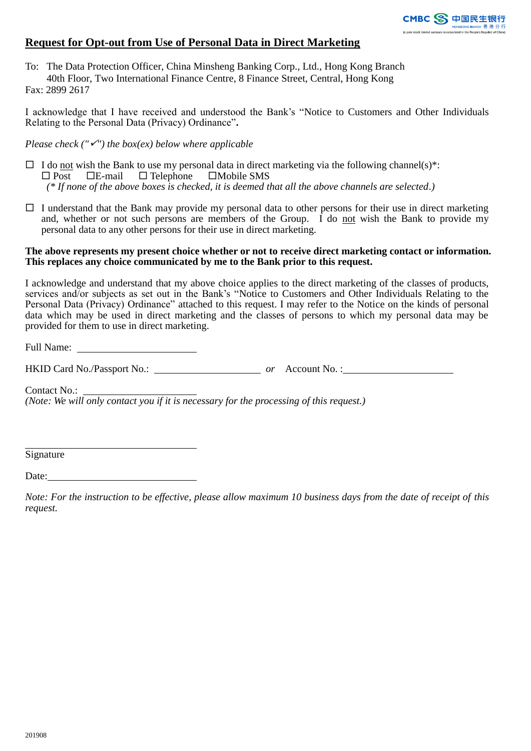## Request for Opt-out from Use of Personal Data in Direct Marketing

To: The Data Protection Officer, China Minsheng Banking Corp., Ltd., Hong Kong Branch
40th Floor, Two International Finance Centre, 8 Finance Street, Central, Hong Kong
Fax: 2899 2617

I acknowledge that I have received and understood the Bank's "Notice to Customers and Other Individuals Relating to the Personal Data (Privacy) Ordinance"**.**

*Please check ("✓") the box(ex) below where applicable*

☐ I do not wish the Bank to use my personal data in direct marketing via the following channel(s)*:
☐ Post ☐E-mail ☐ Telephone ☐Mobile SMS
*(* If none of the above boxes is checked, it is deemed that all the above channels are selected.)*

☐ I understand that the Bank may provide my personal data to other persons for their use in direct marketing and, whether or not such persons are members of the Group. I do not wish the Bank to provide my personal data to any other persons for their use in direct marketing.

**The above represents my present choice whether or not to receive direct marketing contact or information. This replaces any choice communicated by me to the Bank prior to this request.**

I acknowledge and understand that my above choice applies to the direct marketing of the classes of products, services and/or subjects as set out in the Bank's "Notice to Customers and Other Individuals Relating to the Personal Data (Privacy) Ordinance" attached to this request. I may refer to the Notice on the kinds of personal data which may be used in direct marketing and the classes of persons to which my personal data may be provided for them to use in direct marketing.

Full Name: ______________________

HKID Card No./Passport No.: ____________________ *or* Account No. :____________________

Contact No.: ____________________
*(Note: We will only contact you if it is necessary for the processing of this request.)*

______________________________
Signature

Date:____________________________

*Note: For the instruction to be effective, please allow maximum 10 business days from the date of receipt of this request.*

201908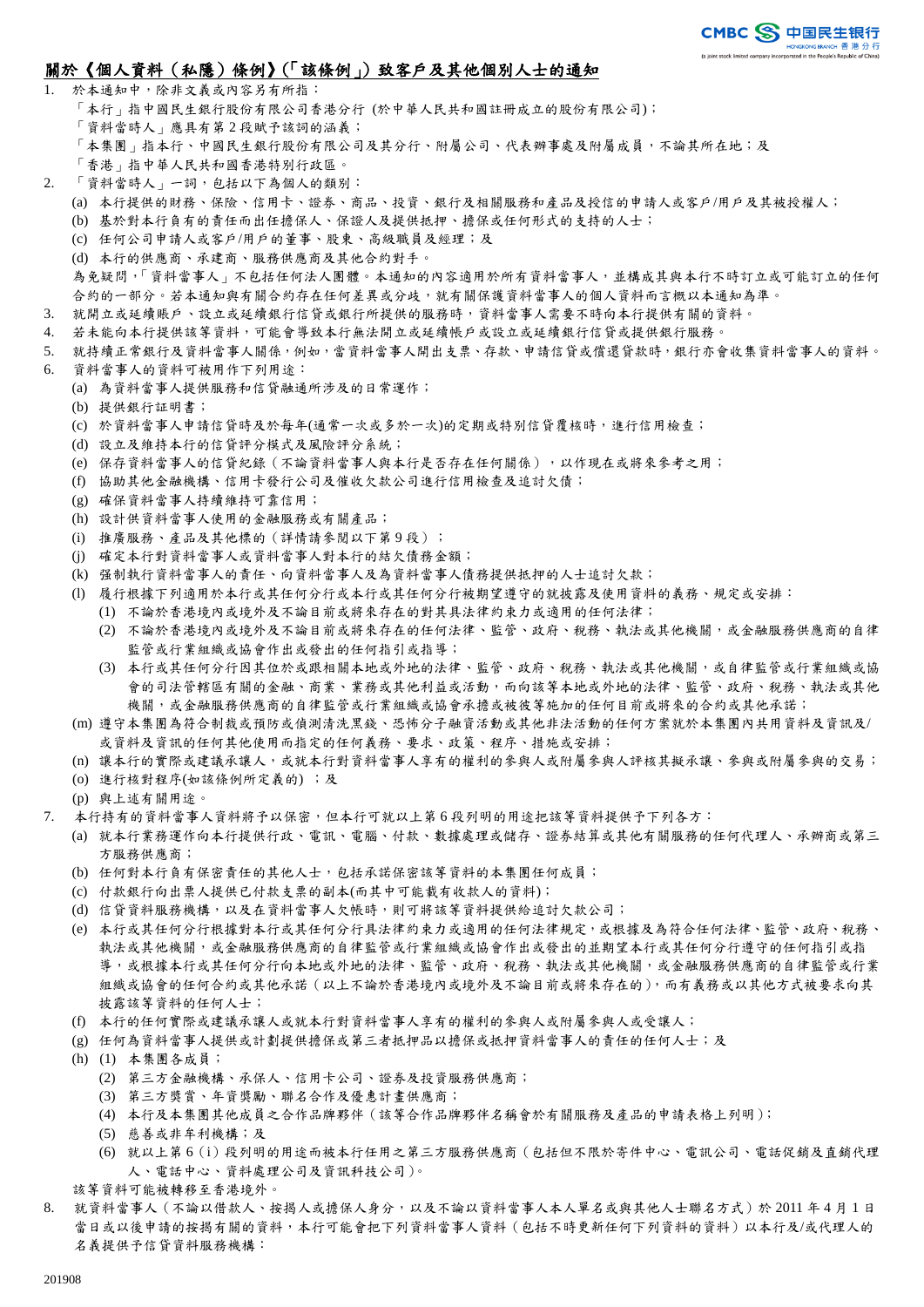## 關於《個人資料（私隱）條例》(「該條例」) 致客戶及其他個別人士的通知

1. 於本通知中，除非文義或內容另有所指：
   「本行」指中國民生銀行股份有限公司香港分行 (於中華人民共和國註冊成立的股份有限公司)；
   「資料當事人」應具有第 2 段賦予該詞的涵義；
   「本集團」指本行、中國民生銀行股份有限公司及其分行、附屬公司、代表辦事處及附屬成員，不論其所在地；及
   「香港」指中華人民共和國香港特別行政區。
2. 「資料當事人」一詞，包括以下為個人的類別：
   (a) 本行提供的財務、保險、信用卡、證券、商品、投資、銀行及相關服務和產品及授信的申請人或客戶/用戶及其被授權人；
   (b) 基於對本行負有的責任而出任擔保人、保證人及提供抵押、擔保或任何形式的支持的人士；
   (c) 任何公司申請人或客戶/用戶的董事、股東、高級職員及經理；及
   (d) 本行的供應商、承建商、服務供應商及其他合約對手。
   為免疑問，「資料當事人」不包括任何法人團體。本通知的內容適用於所有資料當事人，並構成其與本行不時訂立或可能訂立的任何合約的一部分。若本通知與有關合約存在任何差異或分歧，就有關保護資料當事人的個人資料而言概以本通知為準。
3. 就開立或延續賬戶、設立或延續銀行信貸或銀行所提供的服務時，資料當事人需要不時向本行提供有關的資料。
4. 若未能向本行提供該等資料，可能會導致本行無法開立或延續帳戶或設立或延續銀行信貸或提供銀行服務。
5. 就持續正常銀行及資料當事人關係，例如，當資料當事人開出支票、存款、申請信貸或償還貸款時，銀行亦會收集資料當事人的資料。
6. 資料當事人的資料可被用作下列用途：
   (a) 為資料當事人提供服務和信貸融通所涉及的日常運作；
   (b) 提供銀行証明書；
   (c) 於資料當事人申請信貸時及於每年(通常一次或多於一次)的定期或特別信貸覆核時，進行信用檢查；
   (d) 設立及維持本行的信貸評分模式及風險評分系統；
   (e) 保存資料當事人的信貸紀錄（不論資料當事人與本行是否存在任何關係），以作現在或將來參考之用；
   (f) 協助其他金融機構、信用卡發行公司及催收欠款公司進行信用檢查及追討欠債；
   (g) 確保資料當事人持續維持可靠信用；
   (h) 設計供資料當事人使用的金融服務或有關產品；
   (i) 推廣服務、產品及其他標的（詳情請參閱以下第 9 段）；
   (j) 確定本行對資料當事人或資料當事人對本行的結欠債務金額；
   (k) 強制執行資料當事人的責任、向資料當事人及為資料當事人債務提供抵押的人士追討欠款；
   (l) 履行根據下列適用於本行或其任何分行或本行或其任何分行被期望遵守的就披露及使用資料的義務、規定或安排：
      (1) 不論於香港境內或境外及不論目前或將來存在的對其具法律約束力或適用的任何法律；
      (2) 不論於香港境內或境外及不論目前或將來存在的任何法律、監管、政府、稅務、執法或其他機關，或金融服務供應商的自律監管或行業組織或協會作出或發出的任何指引或指導；
      (3) 本行或其任何分行因其位於或跟相關本地或外地的法律、監管、政府、稅務、執法或其他機關，或自律監管或行業組織或協會的司法管轄區有關的金融、商業、業務或其他利益或活動，而向該等本地或外地的法律、監管、政府、稅務、執法或其他機關，或金融服務供應商的自律監管或行業組織或協會承擔或被彼等施加的任何目前或將來的合約或其他承諾；
   (m) 遵守本集團為符合制裁或預防或偵測清洗黑錢、恐怖分子融資活動或其他非法活動的任何方案就於本集團內共用資料及資訊及/或資料及資訊的任何其他使用而指定的任何義務、要求、政策、程序、措施或安排；
   (n) 讓本行的實際或建議承讓人，或就本行對資料當事人享有的權利的參與人或附屬參與人評核其擬承讓、參與或附屬參與的交易；
   (o) 進行核對程序(如該條例所定義的) ；及
   (p) 與上述有關用途。
7. 本行持有的資料當事人資料將予以保密，但本行可就以上第 6 段列明的用途把該等資料提供予下列各方：
   (a) 就本行業務運作向本行提供行政、電訊、電腦、付款、數據處理或儲存、證券結算或其他有關服務的任何代理人、承辦商或第三方服務供應商；
   (b) 任何對本行負有保密責任的其他人士，包括承諾保密該等資料的本集團任何成員；
   (c) 付款銀行向出票人提供已付款支票的副本(而其中可能載有收款人的資料)；
   (d) 信貸資料服務機構，以及在資料當事人欠帳時，則可將該等資料提供給追討欠款公司；
   (e) 本行或其任何分行根據對本行或其任何分行具法律約束力或適用的任何法律規定，或根據及為符合任何法律、監管、政府、稅務、執法或其他機關，或金融服務供應商的自律監管或行業組織或協會作出或發出的並期望本行或其任何分行遵守的任何指引或指導，或根據本行或其任何分行向本地或外地的法律、監管、政府、稅務、執法或其他機關，或金融服務供應商的自律監管或行業組織或協會的任何合約或其他承諾（以上不論於香港境內或境外及不論目前或將來存在的），而有義務或以其他方式被要求向其披露該等資料的任何人士；
   (f) 本行的任何實際或建議承讓人或就本行對資料當事人享有的權利的參與人或附屬參與人或受讓人；
   (g) 任何為資料當事人提供或計劃提供擔保或第三者抵押品以擔保或抵押資料當事人的責任的任何人士；及
   (h) (1) 本集團各成員；
      (2) 第三方金融機構、承保人、信用卡公司、證券及投資服務供應商；
      (3) 第三方獎賞、年資獎勵、聯名合作及優惠計劃供應商；
      (4) 本行及本集團其他成員之合作品牌夥伴（該等合作品牌夥伴名稱會於有關服務及產品的申請表格上列明）；
      (5) 慈善或非牟利機構；及
      (6) 就以上第 6（i）段列明的用途而被本行任用之第三方服務供應商（包括但不限於寄件中心、電訊公司、電話促銷及直銷代理人、電話中心、資料處理公司及資訊科技公司）。
   該等資料可能被轉移至香港境外。
8. 就資料當事人（不論以借款人、按揭人或擔保人身分，以及不論以資料當事人本人單名或與其他人士聯名方式）於 2011 年 4 月 1 日當日或以後申請的按揭有關的資料，本行可能會把下列資料當事人資料（包括不時更新任何下列資料的資料）以本行及/或代理人的名義提供予信貸資料服務機構：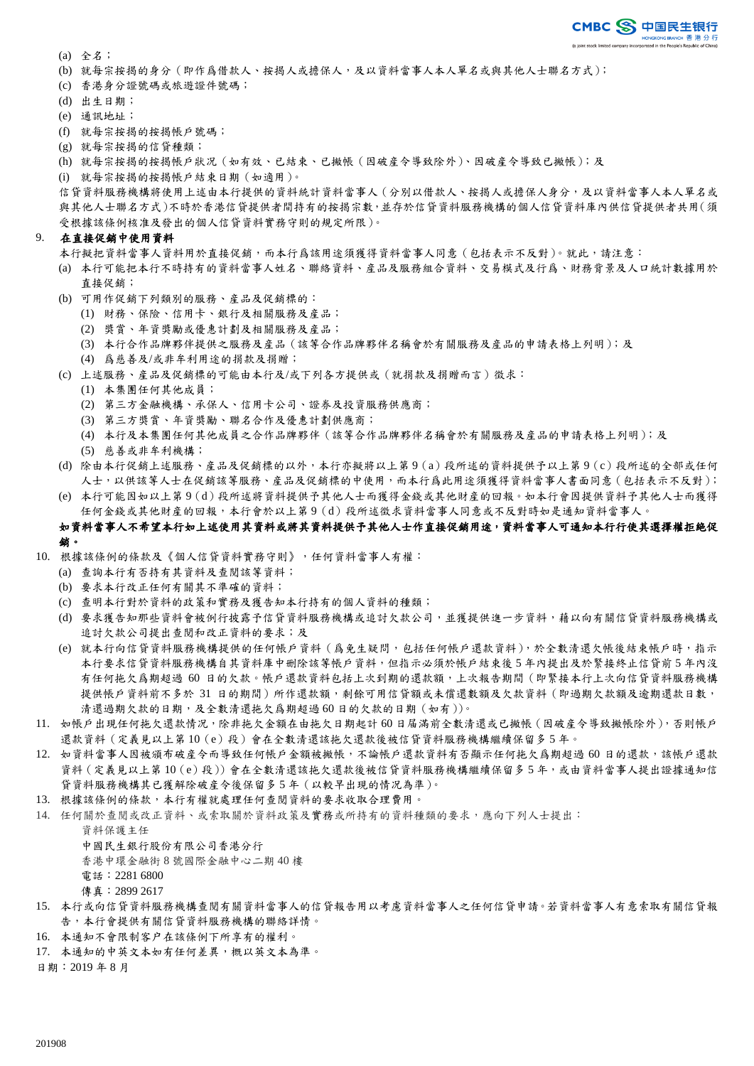(a) 全名；

(b) 就每宗按揭的身分（即作爲借款人、按揭人或擔保人，及以資料當事人本人單名或與其他人士聯名方式）；

(c) 香港身分證號碼或旅遊證件號碼；

(d) 出生日期；

(e) 通訊地址；

(f) 就每宗按揭的按揭帳戶號碼；

(g) 就每宗按揭的信貸種類；

(h) 就每宗按揭的按揭帳戶狀況（如有效、已結束、已撇帳（因破產令導致除外）、因破產令導致已撇帳）；及

(i) 就每宗按揭的按揭帳戶結束日期（如適用）。

信貸資料服務機構將使用上述由本行提供的資料統計資料當事人（分別以借款人、按揭人或擔保人身分，及以資料當事人本人單名或與其他人士聯名方式）不時於香港信貸提供者間持有的按揭宗數，並存於信貸資料服務機構的個人信貸資料庫內供信貸提供者共用（須受根據該條例核准及發出的個人信貸資料實務守則的規定所限）。

9. **在直接促銷中使用資料**

本行擬把資料當事人資料用於直接促銷，而本行爲該用途須獲得資料當事人同意（包括表示不反對）。就此，請注意：

(a) 本行可能把本行不時持有的資料當事人姓名、聯絡資料、產品及服務組合資料、交易模式及行爲、財務背景及人口統計數據用於直接促銷；

(b) 可用作促銷下列類別的服務、產品及促銷標的：

(1) 財務、保險、信用卡、銀行及相關服務及產品；

(2) 獎賞、年資獎勵或優惠計劃及相關服務及產品；

(3) 本行合作品牌夥伴提供之服務及產品（該等合作品牌夥伴名稱會於有關服務及產品的申請表格上列明）；及

(4) 爲慈善及/或非牟利用途的捐款及捐贈；

(c) 上述服務、產品及促銷標的可能由本行及/或下列各方提供或（就捐款及捐贈而言）徵求：

(1) 本集團任何其他成員；

(2) 第三方金融機構、承保人、信用卡公司、證券及投資服務供應商；

(3) 第三方獎賞、年資獎勵、聯名合作及優惠計劃供應商；

(4) 本行及本集團任何其他成員之合作品牌夥伴（該等合作品牌夥伴名稱會於有關服務及產品的申請表格上列明）；及

(5) 慈善或非牟利機構；

(d) 除由本行促銷上述服務、產品及促銷標的以外，本行亦擬將以上第 9（a）段所述的資料提供予以上第 9（c）段所述的全部或任何人士，以供該等人士在促銷該等服務、產品及促銷標的中使用，而本行爲此用途須獲得資料當事人書面同意（包括表示不反對）；

(e) 本行可能因如以上第 9（d）段所述將資料提供予其他人士而獲得金錢或其他財産的回報。如本行會因提供資料予其他人士而獲得任何金錢或其他財産的回報，本行會於以上第 9（d）段所述徵求資料當事人同意或不反對時如是通知資料當事人。

**如資料當事人不希望本行如上述使用其資料或將其資料提供予其他人士作直接促銷用途，資料當事人可通知本行行使其選擇權拒絕促銷。**

10. 根據該條例的條款及《個人信貸資料實務守則》，任何資料當事人有權：

(a) 查詢本行有否持有其資料及查閱該等資料；

(b) 要求本行改正任何有關其不準確的資料；

(c) 查明本行對於資料的政策和實務及獲告知本行持有的個人資料的種類；

(d) 要求獲告知那些資料會被例行披露予信貸資料服務機構或追討欠款公司，並獲提供進一步資料，藉以向有關信貸資料服務機構或追討欠款公司提出查閱和改正資料的要求；及

(e) 就本行向信貸資料服務機構提供的任何帳戶資料（爲免生疑問，包括任何帳戶還款資料），於全數清還欠帳後結束帳戶時，指示本行要求信貸資料服務機構自其資料庫中刪除該等帳戶資料，但指示必須於帳戶結束後 5 年內提出及於緊接終止信貸前 5 年內沒有任何拖欠爲期超過 60 日的欠款。帳戶還款資料包括上次到期的還款額，上次報告期間（即緊接本行上次向信貸資料服務機構提供帳戶資料前不多於 31 日的期間）所作還款額，剩餘可用信貸額或未償還數額及欠款資料（即過期欠款額及逾期還款日數，清還過期欠款的日期，及全數清還拖欠爲期超過 60 日的欠款的日期（如有））。

11. 如帳戶出現任何拖欠還款情況，除非拖欠金額在由拖欠日期起計 60 日屆滿前全數清還或已撇帳（因破產令導致撇帳除外），否則帳戶還款資料（定義見以上第 10（e）段）會在全數清還該拖欠還款後被信貸資料服務機構繼續保留多 5 年。

12. 如資料當事人因被頒布破産令而導致任何帳戶金額被撇帳，不論帳戶還款資料有否顯示任何拖欠爲期超過 60 日的還款，該帳戶還款資料（定義見以上第 10（e）段））會在全數清還該拖欠還款後被信貸資料服務機構繼續保留多 5 年，或由資料當事人提出證據通知信貸資料服務機構其已獲解除破産令後保留多 5 年（以較早出現的情況為準）。

13. 根據該條例的條款，本行有權就處理任何查閱資料的要求收取合理費用。

14. 任何關於查閱或改正資料、或索取關於資料政策及實務或所持有的資料種類的要求，應向下列人士提出：

資料保護主任
中國民生銀行股份有限公司香港分行
香港中環金融街 8 號國際金融中心二期 40 樓
電話：2281 6800
傳真：2899 2617

15. 本行或向信貸資料服務機構查閱有關資料當事人的信貸報告用以考慮資料當事人之任何信貸申請。若資料當事人有意索取有關信貸報告，本行會提供有關信貸資料服務機構的聯絡詳情。

16. 本通知不會限制客户在該條例下所享有的權利。

17. 本通知的中英文本如有任何差異，概以英文本為準。

日期：2019 年 8 月

201908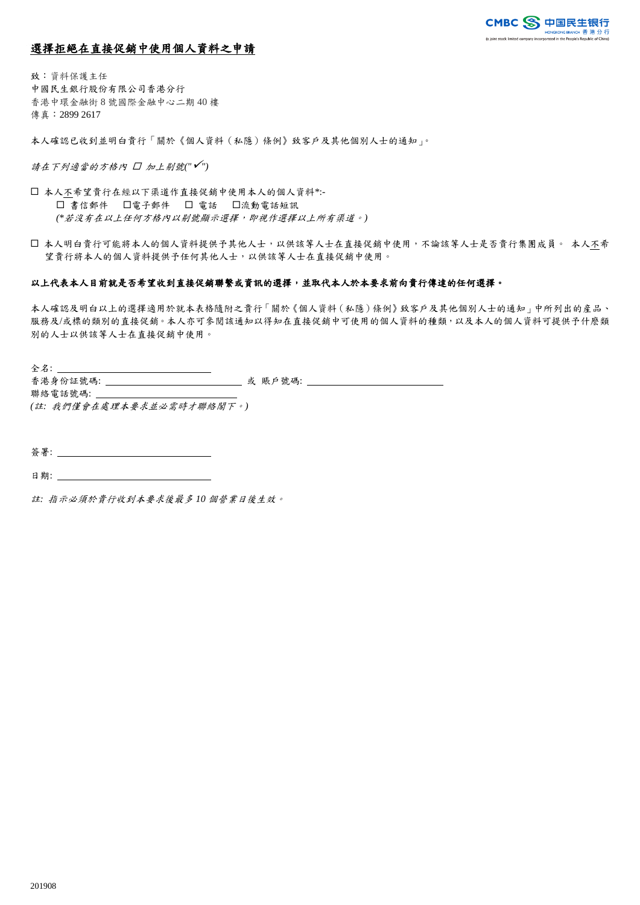# 選擇拒絕在直接促銷中使用個人資料之申請

致：資料保護主任
中國民生銀行股份有限公司香港分行
香港中環金融街 8 號國際金融中心二期 40 樓
傳真：2899 2617

本人確認已收到並明白貴行「關於《個人資料（私隱）條例》致客戶及其他個別人士的通知」。

*請在下列適當的方格內 ☐ 加上剔號("✓")*

☐ 本人不希望貴行在經以下渠道作直接促銷中使用本人的個人資料*:-

☐ 書信郵件　☐電子郵件　☐ 電話　☐流動電話短訊

*(*若沒有在以上任何方格內以剔號顯示選擇，即視作選擇以上所有渠道。)*

☐ 本人明白貴行可能將本人的個人資料提供予其他人士，以供該等人士在直接促銷中使用，不論該等人士是否貴行集團成員。本人不希望貴行將本人的個人資料提供予任何其他人士，以供該等人士在直接促銷中使用。

**以上代表本人目前就是否希望收到直接促銷聯繫或資訊的選擇，並取代本人於本要求前向貴行傳達的任何選擇。**

本人確認及明白以上的選擇適用於就本表格隨附之貴行「關於《個人資料（私隱）條例》致客戶及其他個別人士的通知」中所列出的產品、服務及/或標的類別的直接促銷。本人亦可參閱該通知以得知在直接促銷中可使用的個人資料的種類，以及本人的個人資料可提供予什麼類別的人士以供該等人士在直接促銷中使用。

全名: ______________________________
香港身份証號碼: ______________________________ 或 賬戶號碼: ______________________________
聯絡電話號碼: ______________________________
*(註: 我們僅會在處理本要求並必需時才聯絡閣下。)*

簽署: ______________________________

日期: ______________________________

*註: 指示必須於貴行收到本要求後最多 10 個營業日後生效。*

201908